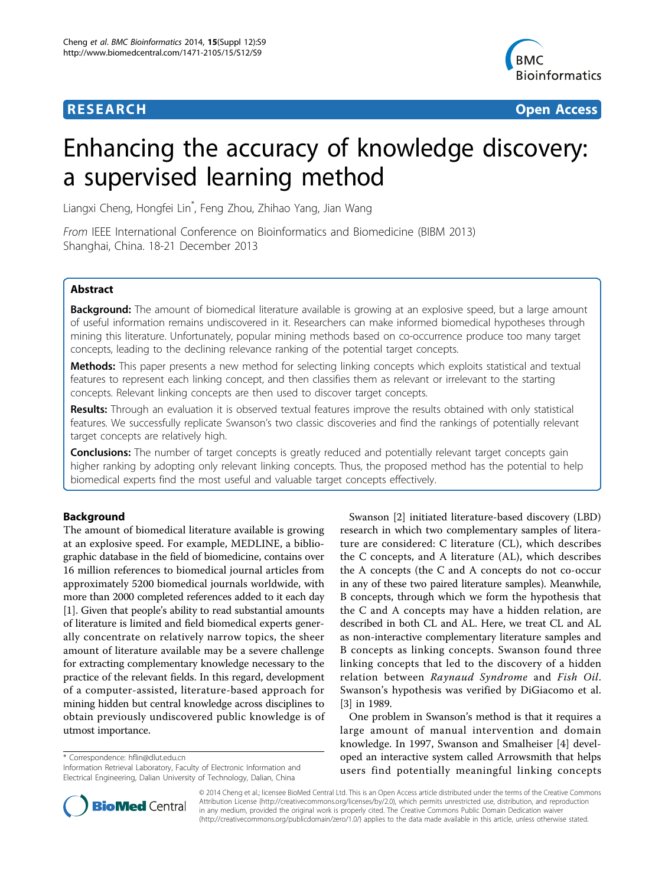**RESEARCH Open Access**

# Enhancing the accuracy of knowledge discovery: a supervised learning method

Liangxi Cheng, Hongfei Lin[*], Feng Zhou, Zhihao Yang, Jian Wang

*From* IEEE International Conference on Bioinformatics and Biomedicine (BIBM 2013)
Shanghai, China. 18-21 December 2013

## Abstract

**Background:** The amount of biomedical literature available is growing at an explosive speed, but a large amount of useful information remains undiscovered in it. Researchers can make informed biomedical hypotheses through mining this literature. Unfortunately, popular mining methods based on co-occurrence produce too many target concepts, leading to the declining relevance ranking of the potential target concepts.

**Methods:** This paper presents a new method for selecting linking concepts which exploits statistical and textual features to represent each linking concept, and then classifies them as relevant or irrelevant to the starting concepts. Relevant linking concepts are then used to discover target concepts.

**Results:** Through an evaluation it is observed textual features improve the results obtained with only statistical features. We successfully replicate Swanson's two classic discoveries and find the rankings of potentially relevant target concepts are relatively high.

**Conclusions:** The number of target concepts is greatly reduced and potentially relevant target concepts gain higher ranking by adopting only relevant linking concepts. Thus, the proposed method has the potential to help biomedical experts find the most useful and valuable target concepts effectively.

## Background

The amount of biomedical literature available is growing at an explosive speed. For example, MEDLINE, a bibliographic database in the field of biomedicine, contains over 16 million references to biomedical journal articles from approximately 5200 biomedical journals worldwide, with more than 2000 completed references added to it each day [1]. Given that people's ability to read substantial amounts of literature is limited and field biomedical experts generally concentrate on relatively narrow topics, the sheer amount of literature available may be a severe challenge for extracting complementary knowledge necessary to the practice of the relevant fields. In this regard, development of a computer-assisted, literature-based approach for mining hidden but central knowledge across disciplines to obtain previously undiscovered public knowledge is of utmost importance.

Swanson [2] initiated literature-based discovery (LBD) research in which two complementary samples of literature are considered: C literature (CL), which describes the C concepts, and A literature (AL), which describes the A concepts (the C and A concepts do not co-occur in any of these two paired literature samples). Meanwhile, B concepts, through which we form the hypothesis that the C and A concepts may have a hidden relation, are described in both CL and AL. Here, we treat CL and AL as non-interactive complementary literature samples and B concepts as linking concepts. Swanson found three linking concepts that led to the discovery of a hidden relation between *Raynaud Syndrome* and *Fish Oil*. Swanson's hypothesis was verified by DiGiacomo et al. [3] in 1989.

One problem in Swanson's method is that it requires a large amount of manual intervention and domain knowledge. In 1997, Swanson and Smalheiser [4] developed an interactive system called Arrowsmith that helps users find potentially meaningful linking concepts

\* Correspondence: hflin@dlut.edu.cn
Information Retrieval Laboratory, Faculty of Electronic Information and Electrical Engineering, Dalian University of Technology, Dalian, China

© 2014 Cheng et al.; licensee BioMed Central Ltd. This is an Open Access article distributed under the terms of the Creative Commons Attribution License (http://creativecommons.org/licenses/by/2.0), which permits unrestricted use, distribution, and reproduction in any medium, provided the original work is properly cited. The Creative Commons Public Domain Dedication waiver (http://creativecommons.org/publicdomain/zero/1.0/) applies to the data made available in this article, unless otherwise stated.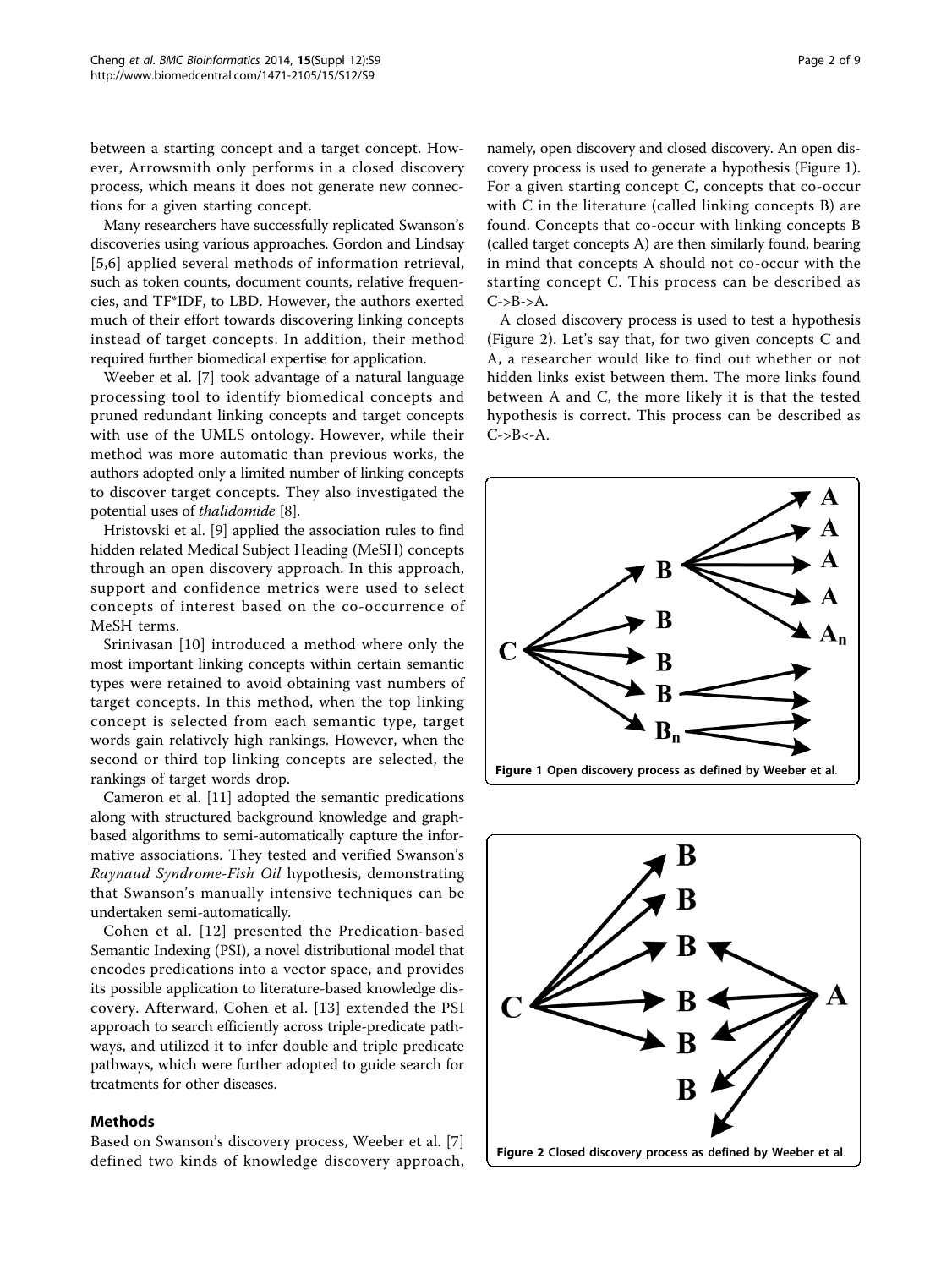between a starting concept and a target concept. However, Arrowsmith only performs in a closed discovery process, which means it does not generate new connections for a given starting concept.

Many researchers have successfully replicated Swanson's discoveries using various approaches. Gordon and Lindsay [5,6] applied several methods of information retrieval, such as token counts, document counts, relative frequencies, and TF*IDF, to LBD. However, the authors exerted much of their effort towards discovering linking concepts instead of target concepts. In addition, their method required further biomedical expertise for application.

Weeber et al. [7] took advantage of a natural language processing tool to identify biomedical concepts and pruned redundant linking concepts and target concepts with use of the UMLS ontology. However, while their method was more automatic than previous works, the authors adopted only a limited number of linking concepts to discover target concepts. They also investigated the potential uses of *thalidomide* [8].

Hristovski et al. [9] applied the association rules to find hidden related Medical Subject Heading (MeSH) concepts through an open discovery approach. In this approach, support and confidence metrics were used to select concepts of interest based on the co-occurrence of MeSH terms.

Srinivasan [10] introduced a method where only the most important linking concepts within certain semantic types were retained to avoid obtaining vast numbers of target concepts. In this method, when the top linking concept is selected from each semantic type, target words gain relatively high rankings. However, when the second or third top linking concepts are selected, the rankings of target words drop.

Cameron et al. [11] adopted the semantic predications along with structured background knowledge and graph-based algorithms to semi-automatically capture the informative associations. They tested and verified Swanson's *Raynaud Syndrome-Fish Oil* hypothesis, demonstrating that Swanson's manually intensive techniques can be undertaken semi-automatically.

Cohen et al. [12] presented the Predication-based Semantic Indexing (PSI), a novel distributional model that encodes predications into a vector space, and provides its possible application to literature-based knowledge discovery. Afterward, Cohen et al. [13] extended the PSI approach to search efficiently across triple-predicate pathways, and utilized it to infer double and triple predicate pathways, which were further adopted to guide search for treatments for other diseases.

## Methods

Based on Swanson's discovery process, Weeber et al. [7] defined two kinds of knowledge discovery approach, namely, open discovery and closed discovery. An open discovery process is used to generate a hypothesis (Figure 1). For a given starting concept C, concepts that co-occur with C in the literature (called linking concepts B) are found. Concepts that co-occur with linking concepts B (called target concepts A) are then similarly found, bearing in mind that concepts A should not co-occur with the starting concept C. This process can be described as C->B->A.

A closed discovery process is used to test a hypothesis (Figure 2). Let's say that, for two given concepts C and A, a researcher would like to find out whether or not hidden links exist between them. The more links found between A and C, the more likely it is that the tested hypothesis is correct. This process can be described as C->B<-A.

**Figure 1** Open discovery process as defined by Weeber et al.

**Figure 2** Closed discovery process as defined by Weeber et al.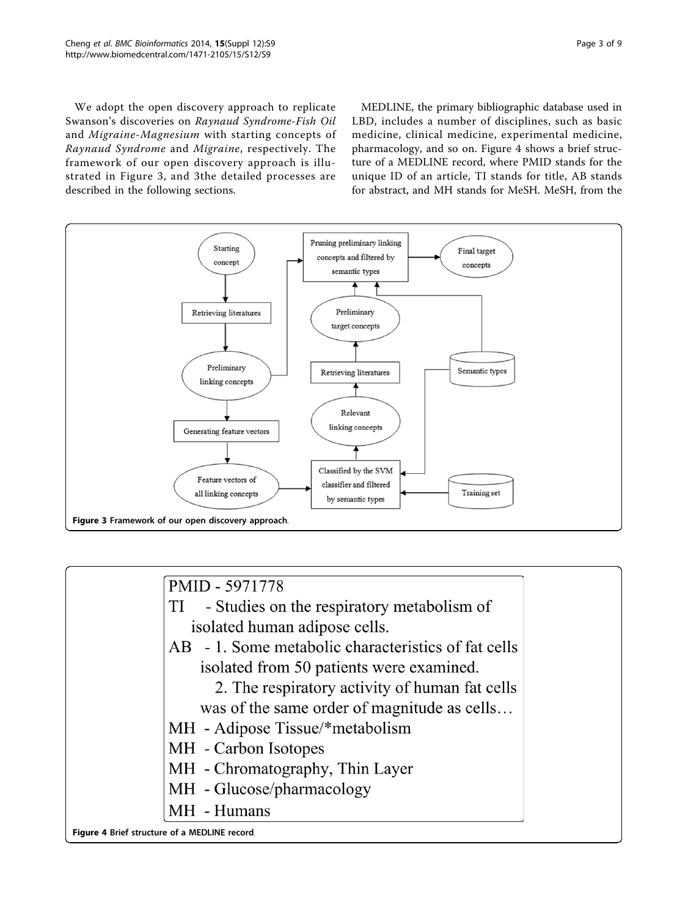We adopt the open discovery approach to replicate Swanson's discoveries on *Raynaud Syndrome-Fish Oil* and *Migraine-Magnesium* with starting concepts of *Raynaud Syndrome* and *Migraine*, respectively. The framework of our open discovery approach is illustrated in Figure 3, and 3the detailed processes are described in the following sections.

MEDLINE, the primary bibliographic database used in LBD, includes a number of disciplines, such as basic medicine, clinical medicine, experimental medicine, pharmacology, and so on. Figure 4 shows a brief structure of a MEDLINE record, where PMID stands for the unique ID of an article, TI stands for title, AB stands for abstract, and MH stands for MeSH. MeSH, from the

**Figure 3 Framework of our open discovery approach.**

```
PMID - 5971778
TI   - Studies on the respiratory metabolism of
       isolated human adipose cells.
AB   - 1. Some metabolic characteristics of fat cells
       isolated from 50 patients were examined.
          2. The respiratory activity of human fat cells
       was of the same order of magnitude as cells…
MH   - Adipose Tissue/*metabolism
MH   - Carbon Isotopes
MH   - Chromatography, Thin Layer
MH   - Glucose/pharmacology
MH   - Humans
```

**Figure 4 Brief structure of a MEDLINE record.**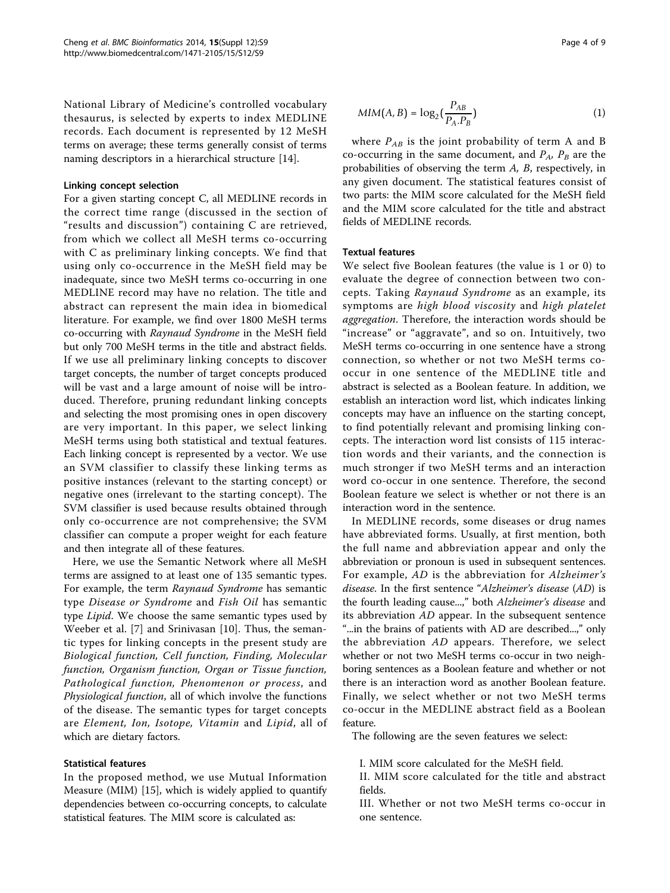National Library of Medicine's controlled vocabulary thesaurus, is selected by experts to index MEDLINE records. Each document is represented by 12 MeSH terms on average; these terms generally consist of terms naming descriptors in a hierarchical structure [14].

#### Linking concept selection

For a given starting concept C, all MEDLINE records in the correct time range (discussed in the section of "results and discussion") containing C are retrieved, from which we collect all MeSH terms co-occurring with C as preliminary linking concepts. We find that using only co-occurrence in the MeSH field may be inadequate, since two MeSH terms co-occurring in one MEDLINE record may have no relation. The title and abstract can represent the main idea in biomedical literature. For example, we find over 1800 MeSH terms co-occurring with *Raynaud Syndrome* in the MeSH field but only 700 MeSH terms in the title and abstract fields. If we use all preliminary linking concepts to discover target concepts, the number of target concepts produced will be vast and a large amount of noise will be introduced. Therefore, pruning redundant linking concepts and selecting the most promising ones in open discovery are very important. In this paper, we select linking MeSH terms using both statistical and textual features. Each linking concept is represented by a vector. We use an SVM classifier to classify these linking terms as positive instances (relevant to the starting concept) or negative ones (irrelevant to the starting concept). The SVM classifier is used because results obtained through only co-occurrence are not comprehensive; the SVM classifier can compute a proper weight for each feature and then integrate all of these features.

Here, we use the Semantic Network where all MeSH terms are assigned to at least one of 135 semantic types. For example, the term *Raynaud Syndrome* has semantic type *Disease or Syndrome* and *Fish Oil* has semantic type *Lipid*. We choose the same semantic types used by Weeber et al. [7] and Srinivasan [10]. Thus, the semantic types for linking concepts in the present study are *Biological function, Cell function, Finding, Molecular function, Organism function, Organ or Tissue function, Pathological function, Phenomenon or process*, and *Physiological function*, all of which involve the functions of the disease. The semantic types for target concepts are *Element, Ion, Isotope, Vitamin* and *Lipid*, all of which are dietary factors.

#### Statistical features

In the proposed method, we use Mutual Information Measure (MIM) [15], which is widely applied to quantify dependencies between co-occurring concepts, to calculate statistical features. The MIM score is calculated as:

$$MIM(A, B) = \log_2\left(\frac{P_{AB}}{P_A . P_B}\right) \tag{1}$$

where $P_{AB}$ is the joint probability of term A and B co-occurring in the same document, and $P_A$, $P_B$ are the probabilities of observing the term $A$, $B$, respectively, in any given document. The statistical features consist of two parts: the MIM score calculated for the MeSH field and the MIM score calculated for the title and abstract fields of MEDLINE records.

#### Textual features

We select five Boolean features (the value is 1 or 0) to evaluate the degree of connection between two concepts. Taking *Raynaud Syndrome* as an example, its symptoms are *high blood viscosity* and *high platelet aggregation*. Therefore, the interaction words should be "increase" or "aggravate", and so on. Intuitively, two MeSH terms co-occurring in one sentence have a strong connection, so whether or not two MeSH terms co-occur in one sentence of the MEDLINE title and abstract is selected as a Boolean feature. In addition, we establish an interaction word list, which indicates linking concepts may have an influence on the starting concept, to find potentially relevant and promising linking concepts. The interaction word list consists of 115 interaction words and their variants, and the connection is much stronger if two MeSH terms and an interaction word co-occur in one sentence. Therefore, the second Boolean feature we select is whether or not there is an interaction word in the sentence.

In MEDLINE records, some diseases or drug names have abbreviated forms. Usually, at first mention, both the full name and abbreviation appear and only the abbreviation or pronoun is used in subsequent sentences. For example, *AD* is the abbreviation for *Alzheimer's disease*. In the first sentence "*Alzheimer's disease* (*AD*) is the fourth leading cause...," both *Alzheimer's disease* and its abbreviation *AD* appear. In the subsequent sentence "...in the brains of patients with AD are described...," only the abbreviation *AD* appears. Therefore, we select whether or not two MeSH terms co-occur in two neighboring sentences as a Boolean feature and whether or not there is an interaction word as another Boolean feature. Finally, we select whether or not two MeSH terms co-occur in the MEDLINE abstract field as a Boolean feature.

The following are the seven features we select:

I. MIM score calculated for the MeSH field.

II. MIM score calculated for the title and abstract fields.

III. Whether or not two MeSH terms co-occur in one sentence.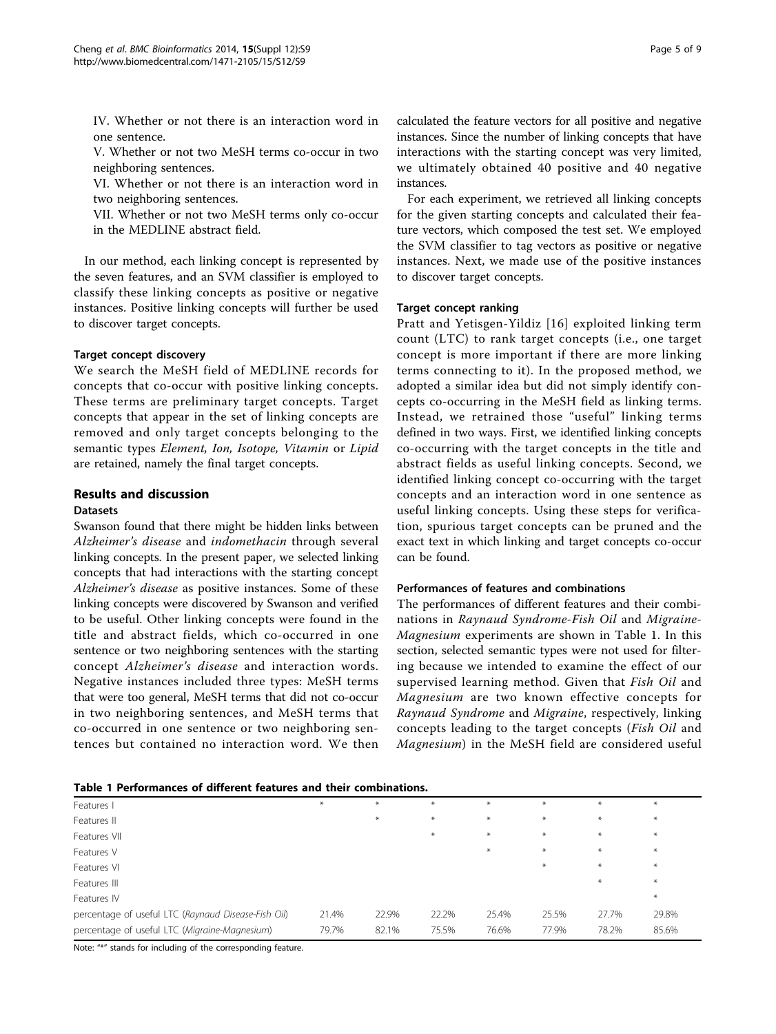IV. Whether or not there is an interaction word in one sentence.

V. Whether or not two MeSH terms co-occur in two neighboring sentences.

VI. Whether or not there is an interaction word in two neighboring sentences.

VII. Whether or not two MeSH terms only co-occur in the MEDLINE abstract field.

In our method, each linking concept is represented by the seven features, and an SVM classifier is employed to classify these linking concepts as positive or negative instances. Positive linking concepts will further be used to discover target concepts.

#### Target concept discovery

We search the MeSH field of MEDLINE records for concepts that co-occur with positive linking concepts. These terms are preliminary target concepts. Target concepts that appear in the set of linking concepts are removed and only target concepts belonging to the semantic types *Element, Ion, Isotope, Vitamin* or *Lipid* are retained, namely the final target concepts.

## Results and discussion

### Datasets

Swanson found that there might be hidden links between *Alzheimer's disease* and *indomethacin* through several linking concepts. In the present paper, we selected linking concepts that had interactions with the starting concept *Alzheimer's disease* as positive instances. Some of these linking concepts were discovered by Swanson and verified to be useful. Other linking concepts were found in the title and abstract fields, which co-occurred in one sentence or two neighboring sentences with the starting concept *Alzheimer's disease* and interaction words. Negative instances included three types: MeSH terms that were too general, MeSH terms that did not co-occur in two neighboring sentences, and MeSH terms that co-occurred in one sentence or two neighboring sentences but contained no interaction word. We then calculated the feature vectors for all positive and negative instances. Since the number of linking concepts that have interactions with the starting concept was very limited, we ultimately obtained 40 positive and 40 negative instances.

For each experiment, we retrieved all linking concepts for the given starting concepts and calculated their feature vectors, which composed the test set. We employed the SVM classifier to tag vectors as positive or negative instances. Next, we made use of the positive instances to discover target concepts.

#### Target concept ranking

Pratt and Yetisgen-Yildiz [16] exploited linking term count (LTC) to rank target concepts (i.e., one target concept is more important if there are more linking terms connecting to it). In the proposed method, we adopted a similar idea but did not simply identify concepts co-occurring in the MeSH field as linking terms. Instead, we retrained those "useful" linking terms defined in two ways. First, we identified linking concepts co-occurring with the target concepts in the title and abstract fields as useful linking concepts. Second, we identified linking concept co-occurring with the target concepts and an interaction word in one sentence as useful linking concepts. Using these steps for verification, spurious target concepts can be pruned and the exact text in which linking and target concepts co-occur can be found.

#### Performances of features and combinations

The performances of different features and their combinations in *Raynaud Syndrome-Fish Oil* and *Migraine-Magnesium* experiments are shown in Table 1. In this section, selected semantic types were not used for filtering because we intended to examine the effect of our supervised learning method. Given that *Fish Oil* and *Magnesium* are two known effective concepts for *Raynaud Syndrome* and *Migraine*, respectively, linking concepts leading to the target concepts (*Fish Oil* and *Magnesium*) in the MeSH field are considered useful

**Table 1 Performances of different features and their combinations.**

| | | | | | | | |
|---|---|---|---|---|---|---|---|
| Features I | * | * | * | * | * | * | * |
| Features II | | * | * | * | * | * | * |
| Features VII | | | * | * | * | * | * |
| Features V | | | | * | * | * | * |
| Features VI | | | | | * | * | * |
| Features III | | | | | | * | * |
| Features IV | | | | | | | * |
| percentage of useful LTC (*Raynaud Disease-Fish Oil*) | 21.4% | 22.9% | 22.2% | 25.4% | 25.5% | 27.7% | 29.8% |
| percentage of useful LTC (*Migraine-Magnesium*) | 79.7% | 82.1% | 75.5% | 76.6% | 77.9% | 78.2% | 85.6% |

Note: "*" stands for including of the corresponding feature.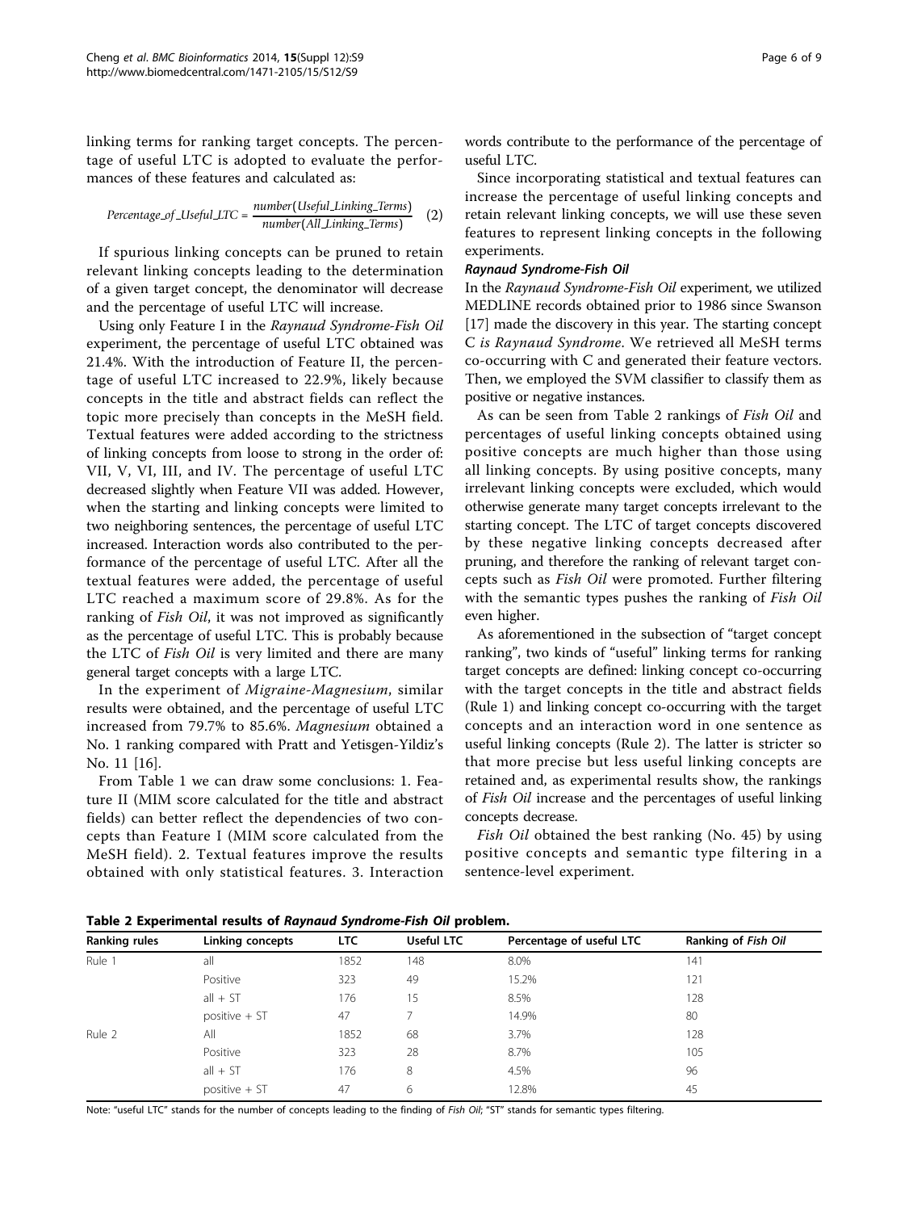linking terms for ranking target concepts. The percentage of useful LTC is adopted to evaluate the performances of these features and calculated as:

$$Percentage\_of\_Useful\_LTC = \frac{number(Useful\_Linking\_Terms)}{number(All\_Linking\_Terms)} \quad (2)$$

If spurious linking concepts can be pruned to retain relevant linking concepts leading to the determination of a given target concept, the denominator will decrease and the percentage of useful LTC will increase.

Using only Feature I in the *Raynaud Syndrome-Fish Oil* experiment, the percentage of useful LTC obtained was 21.4%. With the introduction of Feature II, the percentage of useful LTC increased to 22.9%, likely because concepts in the title and abstract fields can reflect the topic more precisely than concepts in the MeSH field. Textual features were added according to the strictness of linking concepts from loose to strong in the order of: VII, V, VI, III, and IV. The percentage of useful LTC decreased slightly when Feature VII was added. However, when the starting and linking concepts were limited to two neighboring sentences, the percentage of useful LTC increased. Interaction words also contributed to the performance of the percentage of useful LTC. After all the textual features were added, the percentage of useful LTC reached a maximum score of 29.8%. As for the ranking of *Fish Oil*, it was not improved as significantly as the percentage of useful LTC. This is probably because the LTC of *Fish Oil* is very limited and there are many general target concepts with a large LTC.

In the experiment of *Migraine-Magnesium*, similar results were obtained, and the percentage of useful LTC increased from 79.7% to 85.6%. *Magnesium* obtained a No. 1 ranking compared with Pratt and Yetisgen-Yildiz's No. 11 [16].

From Table 1 we can draw some conclusions: 1. Feature II (MIM score calculated for the title and abstract fields) can better reflect the dependencies of two concepts than Feature I (MIM score calculated from the MeSH field). 2. Textual features improve the results obtained with only statistical features. 3. Interaction words contribute to the performance of the percentage of useful LTC.

Since incorporating statistical and textual features can increase the percentage of useful linking concepts and retain relevant linking concepts, we will use these seven features to represent linking concepts in the following experiments.

#### *Raynaud Syndrome-Fish Oil*

In the *Raynaud Syndrome-Fish Oil* experiment, we utilized MEDLINE records obtained prior to 1986 since Swanson [17] made the discovery in this year. The starting concept C *is Raynaud Syndrome*. We retrieved all MeSH terms co-occurring with C and generated their feature vectors. Then, we employed the SVM classifier to classify them as positive or negative instances.

As can be seen from Table 2 rankings of *Fish Oil* and percentages of useful linking concepts obtained using positive concepts are much higher than those using all linking concepts. By using positive concepts, many irrelevant linking concepts were excluded, which would otherwise generate many target concepts irrelevant to the starting concept. The LTC of target concepts discovered by these negative linking concepts decreased after pruning, and therefore the ranking of relevant target concepts such as *Fish Oil* were promoted. Further filtering with the semantic types pushes the ranking of *Fish Oil* even higher.

As aforementioned in the subsection of "target concept ranking", two kinds of "useful" linking terms for ranking target concepts are defined: linking concept co-occurring with the target concepts in the title and abstract fields (Rule 1) and linking concept co-occurring with the target concepts and an interaction word in one sentence as useful linking concepts (Rule 2). The latter is stricter so that more precise but less useful linking concepts are retained and, as experimental results show, the rankings of *Fish Oil* increase and the percentages of useful linking concepts decrease.

*Fish Oil* obtained the best ranking (No. 45) by using positive concepts and semantic type filtering in a sentence-level experiment.

**Table 2 Experimental results of *Raynaud Syndrome-Fish Oil* problem.**

| Ranking rules | Linking concepts | LTC | Useful LTC | Percentage of useful LTC | Ranking of *Fish Oil* |
|---|---|---|---|---|---|
| Rule 1 | all | 1852 | 148 | 8.0% | 141 |
| | Positive | 323 | 49 | 15.2% | 121 |
| | all + ST | 176 | 15 | 8.5% | 128 |
| | positive + ST | 47 | 7 | 14.9% | 80 |
| Rule 2 | All | 1852 | 68 | 3.7% | 128 |
| | Positive | 323 | 28 | 8.7% | 105 |
| | all + ST | 176 | 8 | 4.5% | 96 |
| | positive + ST | 47 | 6 | 12.8% | 45 |

Note: "useful LTC" stands for the number of concepts leading to the finding of *Fish Oil*; "ST" stands for semantic types filtering.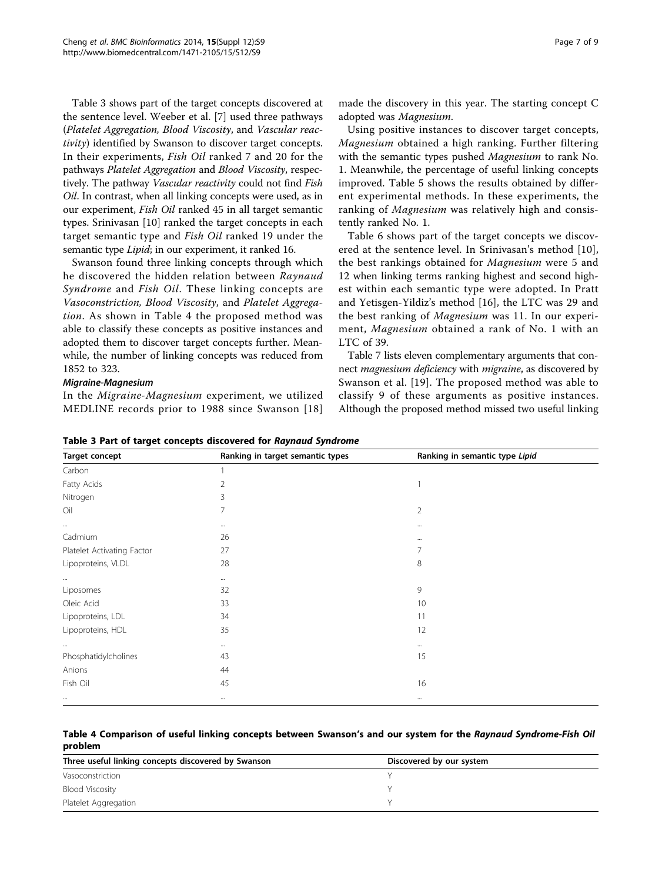Table 3 shows part of the target concepts discovered at the sentence level. Weeber et al. [7] used three pathways (*Platelet Aggregation, Blood Viscosity*, and *Vascular reactivity*) identified by Swanson to discover target concepts. In their experiments, *Fish Oil* ranked 7 and 20 for the pathways *Platelet Aggregation* and *Blood Viscosity*, respectively. The pathway *Vascular reactivity* could not find *Fish Oil*. In contrast, when all linking concepts were used, as in our experiment, *Fish Oil* ranked 45 in all target semantic types. Srinivasan [10] ranked the target concepts in each target semantic type and *Fish Oil* ranked 19 under the semantic type *Lipid*; in our experiment, it ranked 16.

Swanson found three linking concepts through which he discovered the hidden relation between *Raynaud Syndrome* and *Fish Oil*. These linking concepts are *Vasoconstriction, Blood Viscosity*, and *Platelet Aggregation*. As shown in Table 4 the proposed method was able to classify these concepts as positive instances and adopted them to discover target concepts further. Meanwhile, the number of linking concepts was reduced from 1852 to 323.

#### *Migraine-Magnesium*

In the *Migraine-Magnesium* experiment, we utilized MEDLINE records prior to 1988 since Swanson [18] made the discovery in this year. The starting concept C adopted was *Magnesium*.

Using positive instances to discover target concepts, *Magnesium* obtained a high ranking. Further filtering with the semantic types pushed *Magnesium* to rank No. 1. Meanwhile, the percentage of useful linking concepts improved. Table 5 shows the results obtained by different experimental methods. In these experiments, the ranking of *Magnesium* was relatively high and consistently ranked No. 1.

Table 6 shows part of the target concepts we discovered at the sentence level. In Srinivasan's method [10], the best rankings obtained for *Magnesium* were 5 and 12 when linking terms ranking highest and second highest within each semantic type were adopted. In Pratt and Yetisgen-Yildiz's method [16], the LTC was 29 and the best ranking of *Magnesium* was 11. In our experiment, *Magnesium* obtained a rank of No. 1 with an LTC of 39.

Table 7 lists eleven complementary arguments that connect *magnesium deficiency* with *migraine*, as discovered by Swanson et al. [19]. The proposed method was able to classify 9 of these arguments as positive instances. Although the proposed method missed two useful linking

**Table 3 Part of target concepts discovered for *Raynaud Syndrome***

| Target concept | Ranking in target semantic types | Ranking in semantic type *Lipid* |
| --- | --- | --- |
| Carbon | 1 | |
| Fatty Acids | 2 | 1 |
| Nitrogen | 3 | |
| Oil | 7 | 2 |
| ... | ... | ... |
| Cadmium | 26 | ... |
| Platelet Activating Factor | 27 | 7 |
| Lipoproteins, VLDL | 28 | 8 |
| ... | ... | |
| Liposomes | 32 | 9 |
| Oleic Acid | 33 | 10 |
| Lipoproteins, LDL | 34 | 11 |
| Lipoproteins, HDL | 35 | 12 |
| ... | ... | ... |
| Phosphatidylcholines | 43 | 15 |
| Anions | 44 | |
| Fish Oil | 45 | 16 |
| ... | ... | ... |

**Table 4 Comparison of useful linking concepts between Swanson's and our system for the *Raynaud Syndrome-Fish Oil* problem**

| Three useful linking concepts discovered by Swanson | Discovered by our system |
| --- | --- |
| Vasoconstriction | Y |
| Blood Viscosity | Y |
| Platelet Aggregation | Y |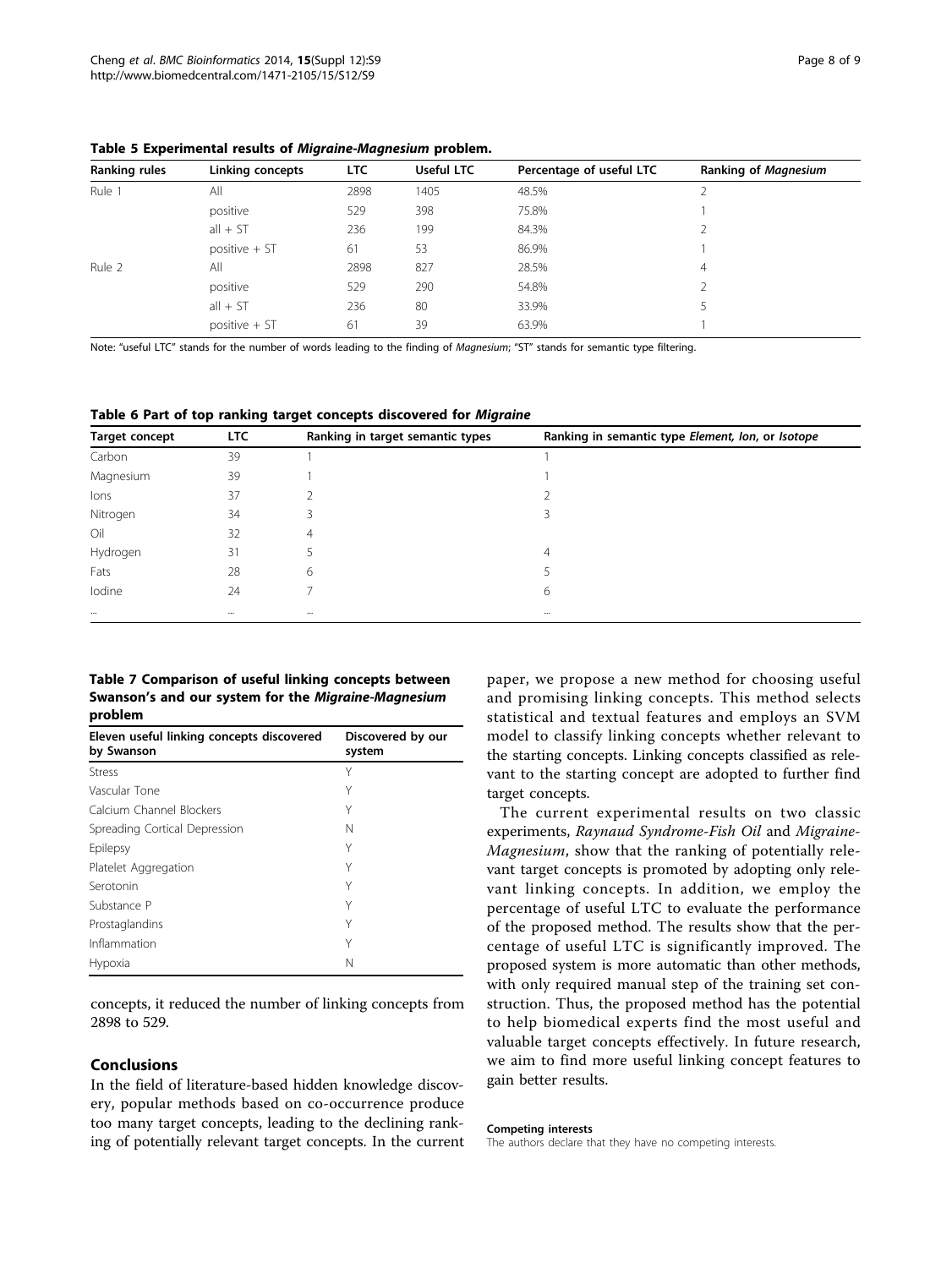**Table 5 Experimental results of *Migraine-Magnesium* problem.**

| Ranking rules | Linking concepts | LTC | Useful LTC | Percentage of useful LTC | Ranking of *Magnesium* |
|---|---|---|---|---|---|
| Rule 1 | All | 2898 | 1405 | 48.5% | 2 |
| | positive | 529 | 398 | 75.8% | 1 |
| | all + ST | 236 | 199 | 84.3% | 2 |
| | positive + ST | 61 | 53 | 86.9% | 1 |
| Rule 2 | All | 2898 | 827 | 28.5% | 4 |
| | positive | 529 | 290 | 54.8% | 2 |
| | all + ST | 236 | 80 | 33.9% | 5 |
| | positive + ST | 61 | 39 | 63.9% | 1 |

Note: "useful LTC" stands for the number of words leading to the finding of *Magnesium*; "ST" stands for semantic type filtering.

**Table 6 Part of top ranking target concepts discovered for *Migraine***

| Target concept | LTC | Ranking in target semantic types | Ranking in semantic type *Element, Ion*, or *Isotope* |
|---|---|---|---|
| Carbon | 39 | 1 | 1 |
| Magnesium | 39 | 1 | 1 |
| Ions | 37 | 2 | 2 |
| Nitrogen | 34 | 3 | 3 |
| Oil | 32 | 4 | |
| Hydrogen | 31 | 5 | 4 |
| Fats | 28 | 6 | 5 |
| Iodine | 24 | 7 | 6 |
| ... | ... | ... | ... |

**Table 7 Comparison of useful linking concepts between Swanson's and our system for the *Migraine-Magnesium* problem**

| Eleven useful linking concepts discovered by Swanson | Discovered by our system |
|---|---|
| Stress | Y |
| Vascular Tone | Y |
| Calcium Channel Blockers | Y |
| Spreading Cortical Depression | N |
| Epilepsy | Y |
| Platelet Aggregation | Y |
| Serotonin | Y |
| Substance P | Y |
| Prostaglandins | Y |
| Inflammation | Y |
| Hypoxia | N |

concepts, it reduced the number of linking concepts from 2898 to 529.

## Conclusions

In the field of literature-based hidden knowledge discovery, popular methods based on co-occurrence produce too many target concepts, leading to the declining ranking of potentially relevant target concepts. In the current paper, we propose a new method for choosing useful and promising linking concepts. This method selects statistical and textual features and employs an SVM model to classify linking concepts whether relevant to the starting concepts. Linking concepts classified as relevant to the starting concept are adopted to further find target concepts.

The current experimental results on two classic experiments, *Raynaud Syndrome-Fish Oil* and *Migraine-Magnesium*, show that the ranking of potentially relevant target concepts is promoted by adopting only relevant linking concepts. In addition, we employ the percentage of useful LTC to evaluate the performance of the proposed method. The results show that the percentage of useful LTC is significantly improved. The proposed system is more automatic than other methods, with only required manual step of the training set construction. Thus, the proposed method has the potential to help biomedical experts find the most useful and valuable target concepts effectively. In future research, we aim to find more useful linking concept features to gain better results.

#### Competing interests

The authors declare that they have no competing interests.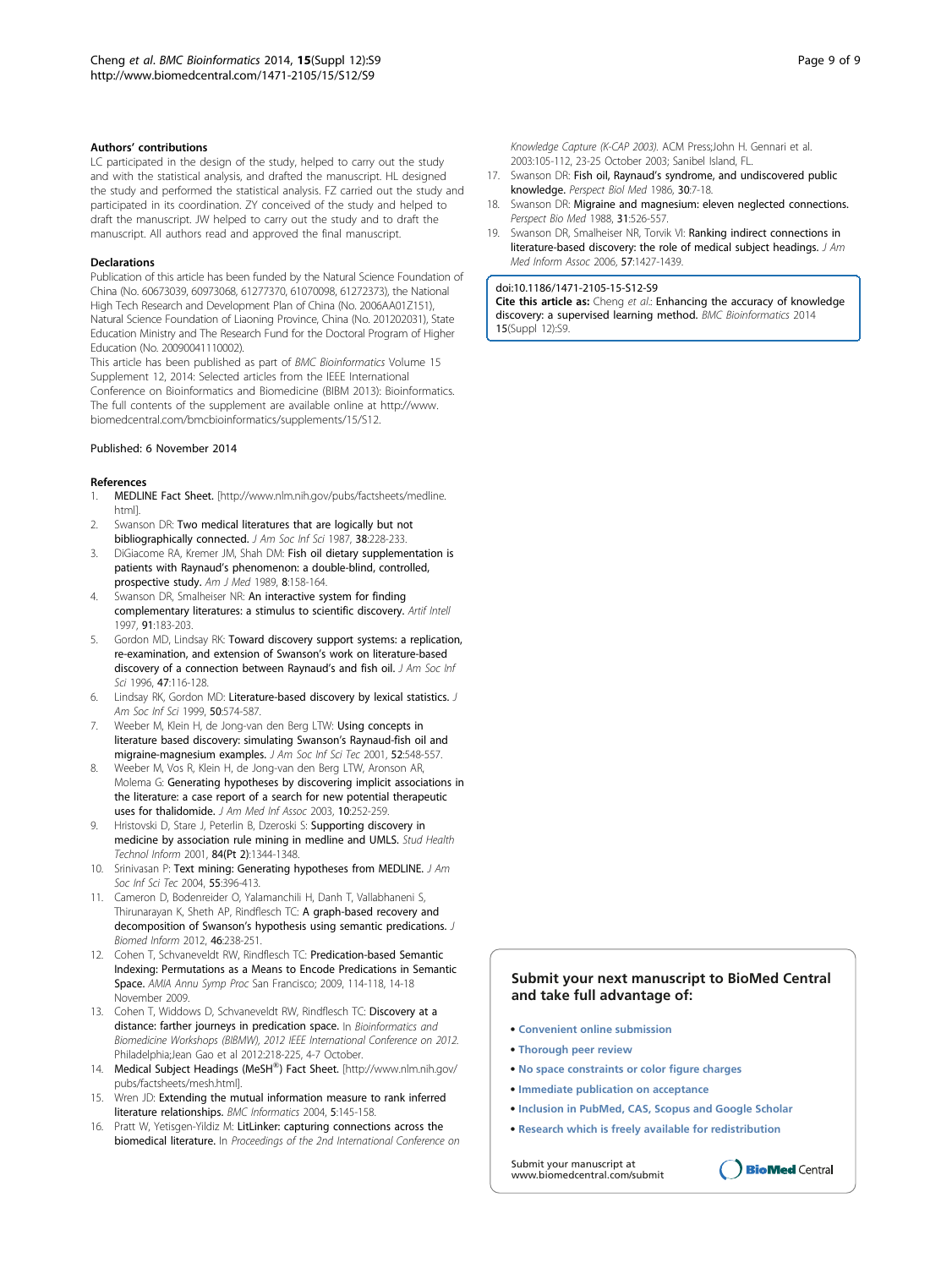### Authors' contributions

LC participated in the design of the study, helped to carry out the study and with the statistical analysis, and drafted the manuscript. HL designed the study and performed the statistical analysis. FZ carried out the study and participated in its coordination. ZY conceived of the study and helped to draft the manuscript. JW helped to carry out the study and to draft the manuscript. All authors read and approved the final manuscript.

### Declarations

Publication of this article has been funded by the Natural Science Foundation of China (No. 60673039, 60973068, 61277370, 61070098, 61272373), the National High Tech Research and Development Plan of China (No. 2006AA01Z151), Natural Science Foundation of Liaoning Province, China (No. 201202031), State Education Ministry and The Research Fund for the Doctoral Program of Higher Education (No. 20090041110002).

This article has been published as part of *BMC Bioinformatics* Volume 15 Supplement 12, 2014: Selected articles from the IEEE International Conference on Bioinformatics and Biomedicine (BIBM 2013): Bioinformatics. The full contents of the supplement are available online at http://www.biomedcentral.com/bmcbioinformatics/supplements/15/S12.

Published: 6 November 2014

### References

1. **MEDLINE Fact Sheet.** [http://www.nlm.nih.gov/pubs/factsheets/medline.html].
2. Swanson DR: **Two medical literatures that are logically but not bibliographically connected.** *J Am Soc Inf Sci* 1987, **38**:228-233.
3. DiGiacome RA, Kremer JM, Shah DM: **Fish oil dietary supplementation is patients with Raynaud's phenomenon: a double-blind, controlled, prospective study.** *Am J Med* 1989, **8**:158-164.
4. Swanson DR, Smalheiser NR: **An interactive system for finding complementary literatures: a stimulus to scientific discovery.** *Artif Intell* 1997, **91**:183-203.
5. Gordon MD, Lindsay RK: **Toward discovery support systems: a replication, re-examination, and extension of Swanson's work on literature-based discovery of a connection between Raynaud's and fish oil.** *J Am Soc Inf Sci* 1996, **47**:116-128.
6. Lindsay RK, Gordon MD: **Literature-based discovery by lexical statistics.** *J Am Soc Inf Sci* 1999, **50**:574-587.
7. Weeber M, Klein H, de Jong-van den Berg LTW: **Using concepts in literature based discovery: simulating Swanson's Raynaud-fish oil and migraine-magnesium examples.** *J Am Soc Inf Sci Tec* 2001, **52**:548-557.
8. Weeber M, Vos R, Klein H, de Jong-van den Berg LTW, Aronson AR, Molema G: **Generating hypotheses by discovering implicit associations in the literature: a case report of a search for new potential therapeutic uses for thalidomide.** *J Am Med Inf Assoc* 2003, **10**:252-259.
9. Hristovski D, Stare J, Peterlin B, Dzeroski S: **Supporting discovery in medicine by association rule mining in medline and UMLS.** *Stud Health Technol Inform* 2001, **84(Pt 2)**:1344-1348.
10. Srinivasan P: **Text mining: Generating hypotheses from MEDLINE.** *J Am Soc Inf Sci Tec* 2004, **55**:396-413.
11. Cameron D, Bodenreider O, Yalamanchili H, Danh T, Vallabhaneni S, Thirunarayan K, Sheth AP, Rindflesch TC: **A graph-based recovery and decomposition of Swanson's hypothesis using semantic predications.** *J Biomed Inform* 2012, **46**:238-251.
12. Cohen T, Schvaneveldt RW, Rindflesch TC: **Predication-based Semantic Indexing: Permutations as a Means to Encode Predications in Semantic Space.** *AMIA Annu Symp Proc* San Francisco; 2009, 114-118, 14-18 November 2009.
13. Cohen T, Widdows D, Schvaneveldt RW, Rindflesch TC: **Discovery at a distance: farther journeys in predication space.** In *Bioinformatics and Biomedicine Workshops (BIBMW), 2012 IEEE International Conference on 2012.* Philadelphia;Jean Gao et al 2012:218-225, 4-7 October.
14. **Medical Subject Headings (MeSH®) Fact Sheet.** [http://www.nlm.nih.gov/pubs/factsheets/mesh.html].
15. Wren JD: **Extending the mutual information measure to rank inferred literature relationships.** *BMC Informatics* 2004, **5**:145-158.
16. Pratt W, Yetisgen-Yildiz M: **LitLinker: capturing connections across the biomedical literature.** In *Proceedings of the 2nd International Conference on Knowledge Capture (K-CAP 2003).* ACM Press;John H. Gennari et al. 2003:105-112, 23-25 October 2003; Sanibel Island, FL.
17. Swanson DR: **Fish oil, Raynaud's syndrome, and undiscovered public knowledge.** *Perspect Biol Med* 1986, **30**:7-18.
18. Swanson DR: **Migraine and magnesium: eleven neglected connections.** *Perspect Bio Med* 1988, **31**:526-557.
19. Swanson DR, Smalheiser NR, Torvik VI: **Ranking indirect connections in literature-based discovery: the role of medical subject headings.** *J Am Med Inform Assoc* 2006, **57**:1427-1439.

doi:10.1186/1471-2105-15-S12-S9

**Cite this article as:** Cheng *et al.*: Enhancing the accuracy of knowledge discovery: a supervised learning method. *BMC Bioinformatics* 2014 **15**(Suppl 12):S9.

**Submit your next manuscript to BioMed Central and take full advantage of:**

- Convenient online submission
- Thorough peer review
- No space constraints or color figure charges
- Immediate publication on acceptance
- Inclusion in PubMed, CAS, Scopus and Google Scholar
- Research which is freely available for redistribution

Submit your manuscript at www.biomedcentral.com/submit

BioMed Central